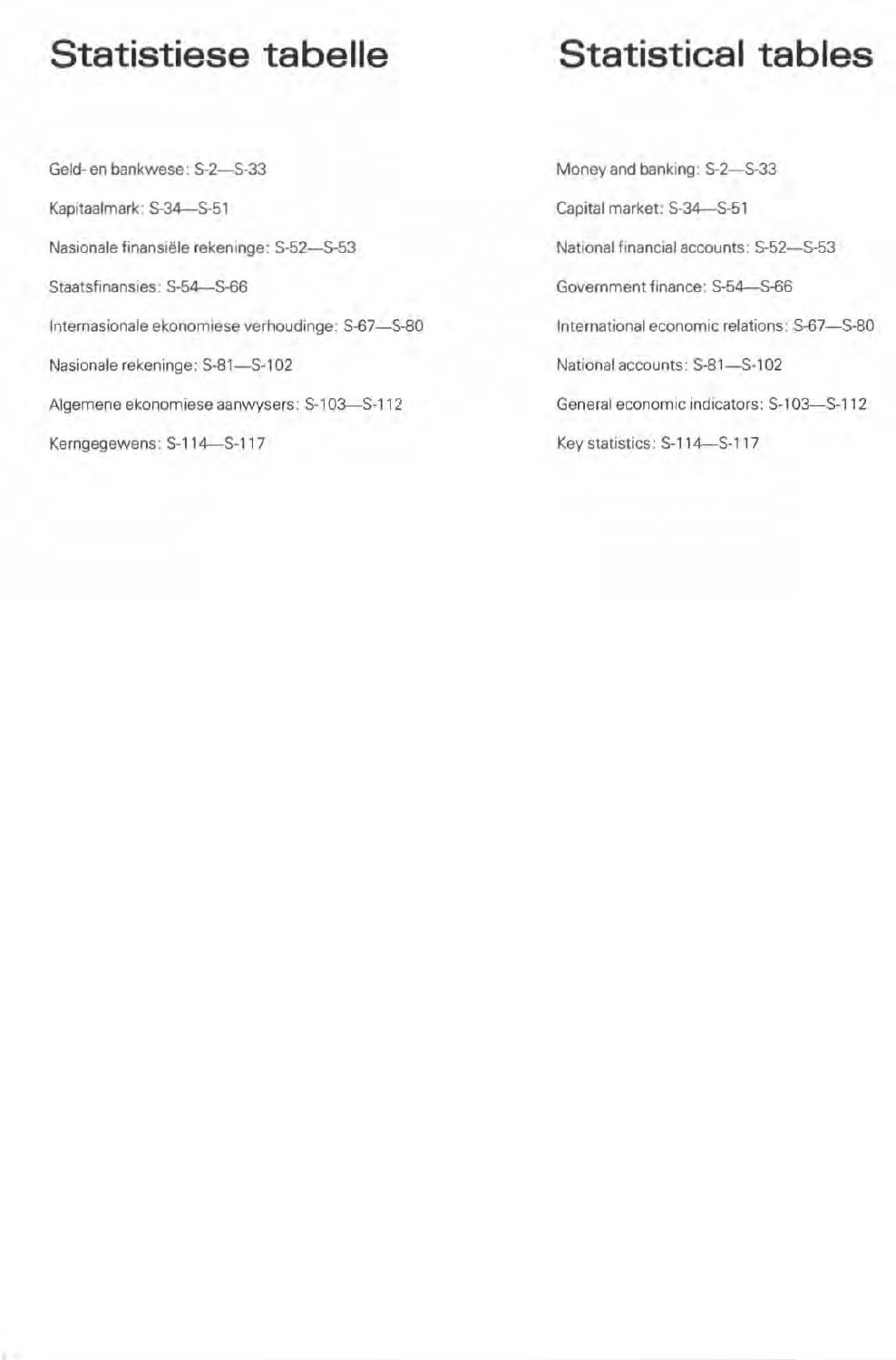# Statistiese tabelle

Geld- en bankwese: S-2—S-33

Kapitaalmark: S-34—S-51

Nasionale finansiële rekeninge: S-52—S-53

Staatsfinansies: S-54—S-66

Internasionale ekonomiese verhoudinge: S-67—S-80

Nasionale rekeninge: S-81—S-102

Algemene ekonomiese aanwysers: S-103—S-112

Kerngegewens: S-114—S-117

# Statistical tables

Money and banking: S-2—S-33

Capital market: S-34—S-51

National financial accounts: S-52—S-53

Government finance: S-54—S-66

International economic relations: S-67—S-80

National accounts: S-81—S-102

General economic indicators: S-103—S-112

Key statistics: S-114—S-117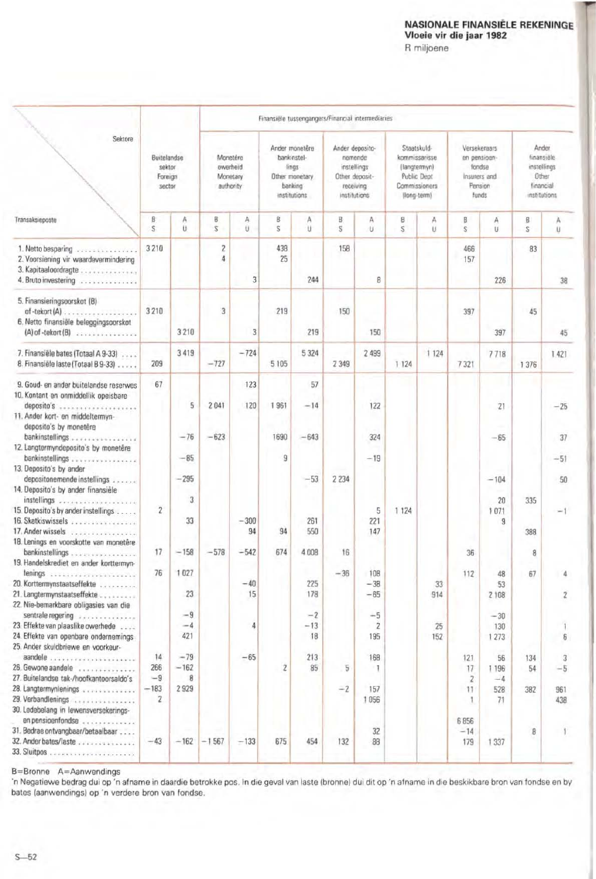# NASIONALE FINANSIËLE REKENINGE

**Vloeie vir die jaar 1982**

R miljoene

| Transaksieposte | Buitelandse sektor / Foreign sector | | Finansiële tussengangers/Financial intermediaries | | | | | | | | | | | |
|---|---|---|---|---|---|---|---|---|---|---|---|---|---|---|
| | | | Monetêre owerheid / Monetary authority | | Ander monetêre bankinstellings / Other monetary banking institutions | | Ander deposito-nemende instellings / Other deposit-receiving institutions | | Staatskuldkommissarisse (langtermyn) / Public Debt Commissioners (long-term) | | Versekeraars en pensioenfondse / Insurers and Pension funds | | Ander finansiële instellings / Other financial institutions | |
| | B S | A U | B S | A U | B S | A U | B S | A U | B S | A U | B S | A U | B S | A U |
| 1. Netto besparing | 3 210 | | 2 | | 438 | | 158 | | | | 466 | | 83 | |
| 2. Voorsiening vir waardevermindering | | | 4 | | 25 | | | | | | 157 | | | |
| 3. Kapitaaloordragte | | | | | | | | | | | | | | |
| 4. Bruto investering | | | | 3 | | 244 | | 8 | | | | 226 | | 38 |
| 5. Finansieringsoorskot (B) of -tekort (A) | 3 210 | | 3 | | 219 | | 150 | | | | 397 | | 45 | |
| 6. Netto finansiële beleggingsoorskot (A) of -tekort (B) | | 3 210 | | 3 | | 219 | | 150 | | | | 397 | | 45 |
| 7. Finansiële bates (Totaal A 9-33) | | 3 419 | | −724 | | 5 324 | | 2 499 | | 1 124 | | 7 718 | | 1 421 |
| 8. Finansiële laste (Totaal B 9-33) | 209 | | −727 | | 5 105 | | 2 349 | | 1 124 | | 7 321 | | 1 376 | |
| 9. Goud- en ander buitelandse reserwes | 67 | | | 123 | | 57 | | | | | | | | |
| 10. Kontant en onmiddellik opeisbare deposito's | | 5 | 2 041 | 120 | 1 961 | −14 | | 122 | | | | 21 | | −25 |
| 11. Ander kort- en middeltermyndeposito's by monetêre bankinstellings | | −76 | −623 | | 1690 | −643 | | 324 | | | | −65 | | 37 |
| 12. Langtermyndeposito's by monetêre bankinstellings | | −85 | | | 9 | | | −19 | | | | | | −51 |
| 13. Deposito's by ander depositonemende instellings | | −295 | | | | −53 | 2 234 | | | | | −104 | | 50 |
| 14. Deposito's by ander finansiële instellings | | 3 | | | | | | | | | | 20 | 335 | |
| 15. Deposito's by ander instellings | 2 | | | | | | | 5 | 1 124 | | | 1 071 | | −1 |
| 16. Skatkiswissels | | 33 | | −300 | | 261 | | 221 | | | | 9 | | |
| 17. Ander wissels | | | | 94 | 94 | 550 | | 147 | | | | | 388 | |
| 18. Lenings en voorskotte van monetêre bankinstellings | 17 | −158 | −578 | −542 | 674 | 4 008 | 16 | | | | 36 | | 8 | |
| 19. Handelskrediet en ander korttermynlenings | 76 | 1 027 | | | | | −36 | 108 | | | 112 | 48 | 67 | 4 |
| 20. Korttermynstaatseffekte | | | | −40 | | 225 | | −38 | | 33 | | 53 | | |
| 21. Langtermynstaatseffekte | | 23 | | 15 | | 178 | | −65 | | 914 | | 2 108 | | 2 |
| 22. Nie-bemarkbare obligasies van die sentrale regering | | −9 | | | | −2 | | −5 | | | | −30 | | |
| 23. Effekte van plaaslike owerhede | | −4 | | 4 | | −13 | | 2 | | 25 | | 130 | | 1 |
| 24. Effekte van openbare ondernemings | | 421 | | | | 18 | | 195 | | 152 | | 1 273 | | 6 |
| 25. Ander skuldbriewe en voorkeuraandele | 14 | −79 | | −65 | | 213 | | 168 | | | 121 | 56 | 134 | 3 |
| 26. Gewone aandele | 266 | −162 | | | 2 | 85 | 5 | 1 | | | 17 | 1 196 | 54 | −5 |
| 27. Buitelandse tak-/hoofkantoorsaldo's | −9 | 8 | | | | | | | | | 2 | −4 | | |
| 28. Langtermynlenings | −183 | 2 929 | | | | | −2 | 157 | | | 11 | 528 | 382 | 961 |
| 29. Verbandlenings | 2 | | | | | | | 1 056 | | | 1 | 71 | | 438 |
| 30. Ledebelang in lewensversekerings- en pensioenfondse | | | | | | | | | | | 6 856 | | | |
| 31. Bedrae ontvangbaar/betaalbaar | | | | | | | | 32 | | | −14 | | 8 | 1 |
| 32. Ander bates/laste | −43 | −162 | −1 567 | −133 | 675 | 454 | 132 | 88 | | | 179 | 1 337 | | |
| 33. Sluitpos | | | | | | | | | | | | | | |

B=Bronne A=Aanwendings

'n Negatiewe bedrag dui op 'n afname in daardie betrokke pos. In die geval van laste (bronne) dui dit op 'n afname in die beskikbare bron van fondse en by bates (aanwendings) op 'n verdere bron van fondse.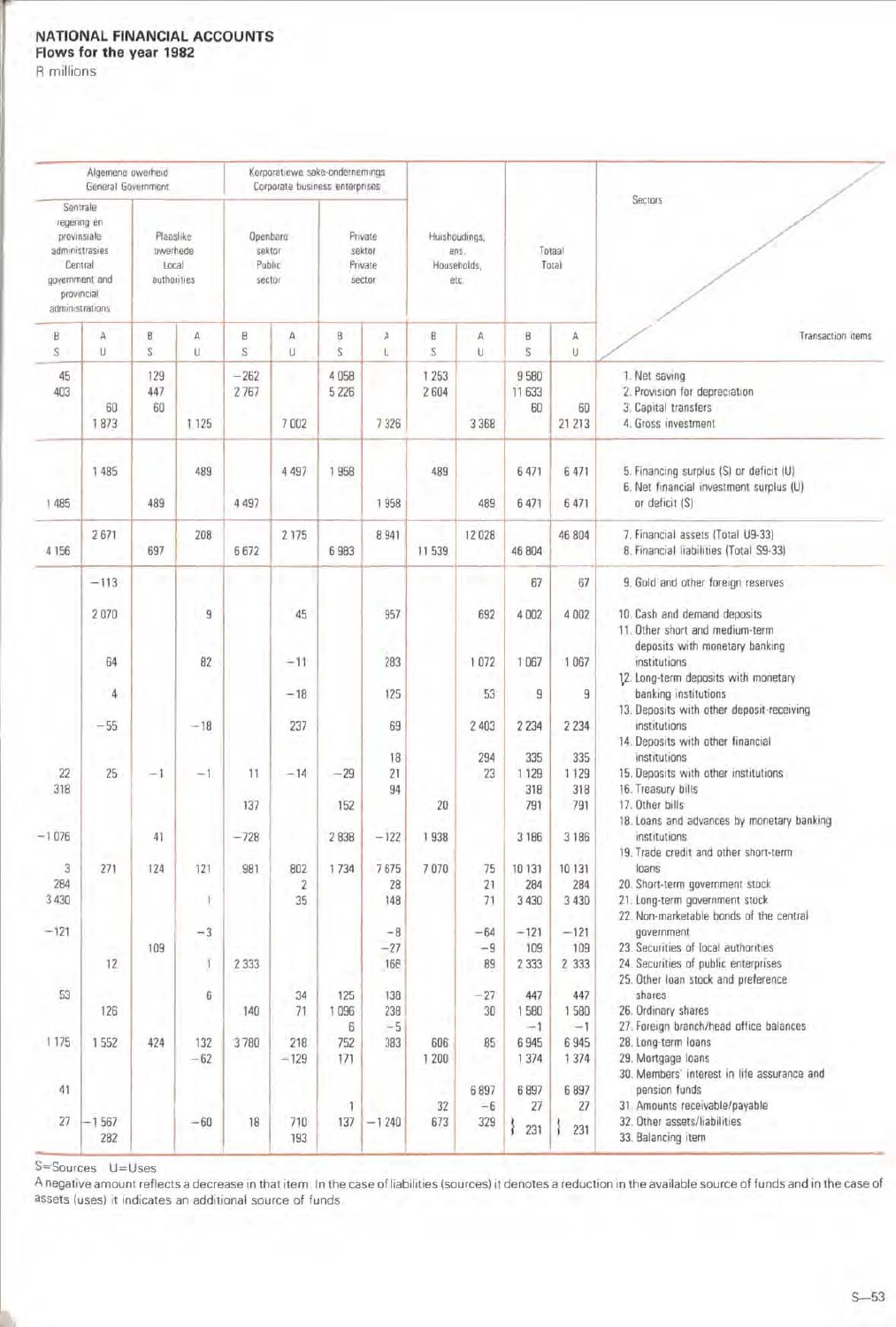# NATIONAL FINANCIAL ACCOUNTS

**Flows for the year 1982**

R millions

| Algemene owerheid / General Government | | | | Korporatiewe sake-ondernemings / Corporate business enterprises | | | | | | | | Sectors |
|---|---|---|---|---|---|---|---|---|---|---|---|---|
| Sentrale regering en provinsiale administrasies / Central government and provincial administrations | | Plaaslike owerhede / Local authorities | | Openbare sektor / Public sector | | Private sektor / Private sector | | Huishoudings, ens. / Households, etc. | | Totaal / Total | | |
| B S | A U | B S | A U | B S | A U | B S | A L | B S | A U | B S | A U | Transaction items |
| 45 | | 129 | | −262 | | 4 058 | | 1 253 | | 9 580 | | 1. Net saving |
| 403 | | 447 | | 2 767 | | 5 226 | | 2 604 | | 11 633 | | 2. Provision for depreciation |
| | 60 | 60 | | | | | | | | 60 | 60 | 3. Capital transfers |
| | 1 873 | | 1 125 | | 7 002 | | 7 326 | | 3 368 | | 21 213 | 4. Gross investment |
| | 1 485 | | 489 | | 4 497 | 1 958 | | 489 | | 6 471 | 6 471 | 5. Financing surplus (S) or deficit (U) |
| 1 485 | | 489 | | 4 497 | | | 1 958 | | 489 | 6 471 | 6 471 | 6. Net financial investment surplus (U) or deficit (S) |
| | 2 671 | | 208 | | 2 175 | | 8 941 | | 12 028 | | 46 804 | 7. Financial assets (Total U9-33) |
| 4 156 | | 697 | | 6 672 | | 6 983 | | 11 539 | | 46 804 | | 8. Financial liabilities (Total S9-33) |
| | −113 | | | | | | | | | 67 | 67 | 9. Gold and other foreign reserves |
| | 2 070 | | 9 | | 45 | | 957 | | 692 | 4 002 | 4 002 | 10. Cash and demand deposits |
| | 64 | | 82 | | −11 | | 283 | | 1 072 | 1 067 | 1 067 | 11. Other short and medium-term deposits with monetary banking institutions |
| | 4 | | | | −18 | | 125 | | 53 | 9 | 9 | 12. Long-term deposits with monetary banking institutions |
| | −55 | | −18 | | 237 | | 69 | | 2 403 | 2 234 | 2 234 | 13. Deposits with other deposit-receiving institutions |
| | | | | | | | 18 | | 294 | 335 | 335 | 14. Deposits with other financial institutions |
| 22 | 25 | −1 | −1 | 11 | −14 | −29 | 21 | | 23 | 1 129 | 1 129 | 15. Deposits with other institutions |
| 318 | | | | | | | 94 | | | 318 | 318 | 16. Treasury bills |
| | | | | 137 | | 152 | | 20 | | 791 | 791 | 17. Other bills |
| −1 076 | | 41 | | −728 | | 2 838 | −122 | 1 938 | | 3 186 | 3 186 | 18. Loans and advances by monetary banking institutions |
| 3 | 271 | 124 | 121 | 981 | 802 | 1 734 | 7 675 | 7 070 | 75 | 10 131 | 10 131 | 19. Trade credit and other short-term loans |
| 284 | | | | | 2 | | 28 | | 21 | 284 | 284 | 20. Short-term government stock |
| 3 430 | | | 1 | | 35 | | 148 | | 71 | 3 430 | 3 430 | 21. Long-term government stock |
| −121 | | | −3 | | | | −8 | | −64 | −121 | −121 | 22. Non-marketable bonds of the central government |
| | | 109 | | | | | −27 | | −9 | 109 | 109 | 23. Securities of local authorities |
| | 12 | | 1 | 2 333 | | | 166 | | 89 | 2 333 | 2 333 | 24. Securities of public enterprises |
| 53 | | | 6 | | 34 | 125 | 138 | | −27 | 447 | 447 | 25. Other loan stock and preference shares |
| | 126 | | | 140 | 71 | 1 096 | 238 | | 30 | 1 580 | 1 580 | 26. Ordinary shares |
| | | | | | | 6 | −5 | | | −1 | −1 | 27. Foreign branch/head office balances |
| 1 175 | 1 552 | 424 | 132 | 3 780 | 218 | 752 | 383 | 606 | 85 | 6 945 | 6 945 | 28. Long-term loans |
| | | | −62 | | −129 | 171 | | 1 200 | | 1 374 | 1 374 | 29. Mortgage loans |
| 41 | | | | | | | | | 6 897 | 6 897 | 6 897 | 30. Members' interest in life assurance and pension funds |
| | | | | | | 1 | | 32 | −6 | 27 | 27 | 31. Amounts receivable/payable |
| 27 | −1 567 | | −60 | 18 | 710 | 137 | −1 240 | 673 | 329 | } 231 | } 231 | 32. Other assets/liabilities |
| | 282 | | | | 193 | | | | | | | 33. Balancing item |

S=Sources U=Uses

A negative amount reflects a decrease in that item. In the case of liabilities (sources) it denotes a reduction in the available source of funds and in the case of assets (uses) it indicates an additional source of funds.